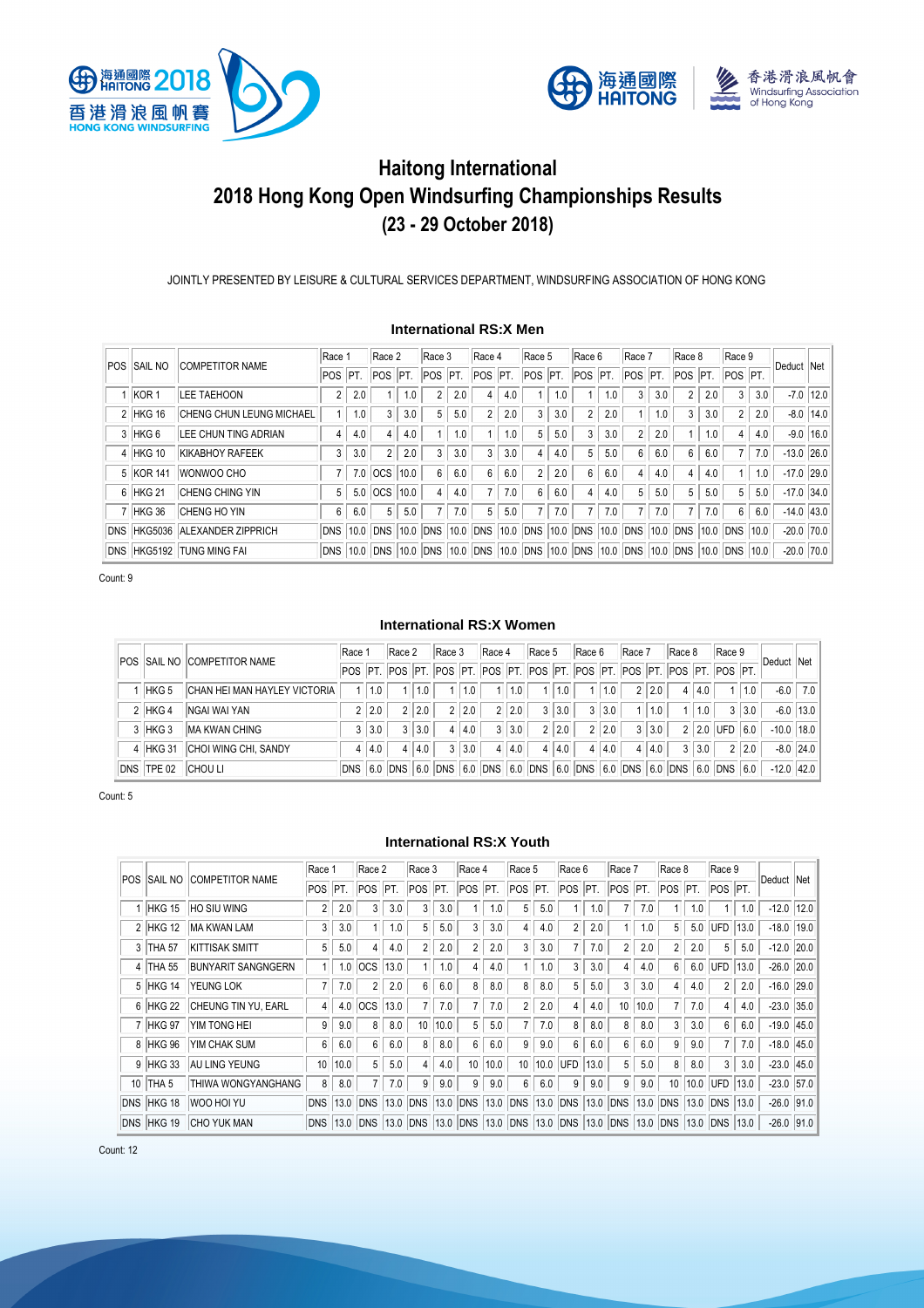# Haitong International
# 2018 Hong Kong Open Windsurfing Championships Results
## (23 - 29 October 2018)

JOINTLY PRESENTED BY LEISURE & CULTURAL SERVICES DEPARTMENT, WINDSURFING ASSOCIATION OF HONG KONG

### International RS:X Men

| POS | SAIL NO | COMPETITOR NAME | Race 1 | | Race 2 | | Race 3 | | Race 4 | | Race 5 | | Race 6 | | Race 7 | | Race 8 | | Race 9 | | Deduct | Net |
|---|---|---|---|---|---|---|---|---|---|---|---|---|---|---|---|---|---|---|---|---|---|---|
| | | | POS | PT. | POS | PT. | POS | PT. | POS | PT. | POS | PT. | POS | PT. | POS | PT. | POS | PT. | POS | PT. | | |
| 1 | KOR 1 | LEE TAEHOON | 2 | 2.0 | 1 | 1.0 | 2 | 2.0 | 4 | 4.0 | 1 | 1.0 | 1 | 1.0 | 3 | 3.0 | 2 | 2.0 | 3 | 3.0 | -7.0 | 12.0 |
| 2 | HKG 16 | CHENG CHUN LEUNG MICHAEL | 1 | 1.0 | 3 | 3.0 | 5 | 5.0 | 2 | 2.0 | 3 | 3.0 | 2 | 2.0 | 1 | 1.0 | 3 | 3.0 | 2 | 2.0 | -8.0 | 14.0 |
| 3 | HKG 6 | LEE CHUN TING ADRIAN | 4 | 4.0 | 4 | 4.0 | 1 | 1.0 | 1 | 1.0 | 5 | 5.0 | 3 | 3.0 | 2 | 2.0 | 1 | 1.0 | 4 | 4.0 | -9.0 | 16.0 |
| 4 | HKG 10 | KIKABHOY RAFEEK | 3 | 3.0 | 2 | 2.0 | 3 | 3.0 | 3 | 3.0 | 4 | 4.0 | 5 | 5.0 | 6 | 6.0 | 6 | 6.0 | 7 | 7.0 | -13.0 | 26.0 |
| 5 | KOR 141 | WONWOO CHO | 7 | 7.0 | OCS | 10.0 | 6 | 6.0 | 6 | 6.0 | 2 | 2.0 | 6 | 6.0 | 4 | 4.0 | 4 | 4.0 | 1 | 1.0 | -17.0 | 29.0 |
| 6 | HKG 21 | CHENG CHING YIN | 5 | 5.0 | OCS | 10.0 | 4 | 4.0 | 7 | 7.0 | 6 | 6.0 | 4 | 4.0 | 5 | 5.0 | 5 | 5.0 | 5 | 5.0 | -17.0 | 34.0 |
| 7 | HKG 36 | CHENG HO YIN | 6 | 6.0 | 5 | 5.0 | 7 | 7.0 | 5 | 5.0 | 7 | 7.0 | 7 | 7.0 | 7 | 7.0 | 7 | 7.0 | 6 | 6.0 | -14.0 | 43.0 |
| DNS | HKG5036 | ALEXANDER ZIPPRICH | DNS | 10.0 | DNS | 10.0 | DNS | 10.0 | DNS | 10.0 | DNS | 10.0 | DNS | 10.0 | DNS | 10.0 | DNS | 10.0 | DNS | 10.0 | -20.0 | 70.0 |
| DNS | HKG5192 | TUNG MING FAI | DNS | 10.0 | DNS | 10.0 | DNS | 10.0 | DNS | 10.0 | DNS | 10.0 | DNS | 10.0 | DNS | 10.0 | DNS | 10.0 | DNS | 10.0 | -20.0 | 70.0 |

Count: 9

### International RS:X Women

| POS | SAIL NO | COMPETITOR NAME | Race 1 | | Race 2 | | Race 3 | | Race 4 | | Race 5 | | Race 6 | | Race 7 | | Race 8 | | Race 9 | | Deduct | Net |
|---|---|---|---|---|---|---|---|---|---|---|---|---|---|---|---|---|---|---|---|---|---|---|
| | | | POS | PT. | POS | PT. | POS | PT. | POS | PT. | POS | PT. | POS | PT. | POS | PT. | POS | PT. | POS | PT. | | |
| 1 | HKG 5 | CHAN HEI MAN HAYLEY VICTORIA | 1 | 1.0 | 1 | 1.0 | 1 | 1.0 | 1 | 1.0 | 1 | 1.0 | 1 | 1.0 | 2 | 2.0 | 4 | 4.0 | 1 | 1.0 | -6.0 | 7.0 |
| 2 | HKG 4 | NGAI WAI YAN | 2 | 2.0 | 2 | 2.0 | 2 | 2.0 | 2 | 2.0 | 3 | 3.0 | 3 | 3.0 | 1 | 1.0 | 1 | 1.0 | 3 | 3.0 | -6.0 | 13.0 |
| 3 | HKG 3 | MA KWAN CHING | 3 | 3.0 | 3 | 3.0 | 4 | 4.0 | 3 | 3.0 | 2 | 2.0 | 2 | 2.0 | 3 | 3.0 | 2 | 2.0 | UFD | 6.0 | -10.0 | 18.0 |
| 4 | HKG 31 | CHOI WING CHI, SANDY | 4 | 4.0 | 4 | 4.0 | 3 | 3.0 | 4 | 4.0 | 4 | 4.0 | 4 | 4.0 | 4 | 4.0 | 3 | 3.0 | 2 | 2.0 | -8.0 | 24.0 |
| DNS | TPE 02 | CHOU LI | DNS | 6.0 | DNS | 6.0 | DNS | 6.0 | DNS | 6.0 | DNS | 6.0 | DNS | 6.0 | DNS | 6.0 | DNS | 6.0 | DNS | 6.0 | -12.0 | 42.0 |

Count: 5

### International RS:X Youth

| POS | SAIL NO | COMPETITOR NAME | Race 1 | | Race 2 | | Race 3 | | Race 4 | | Race 5 | | Race 6 | | Race 7 | | Race 8 | | Race 9 | | Deduct | Net |
|---|---|---|---|---|---|---|---|---|---|---|---|---|---|---|---|---|---|---|---|---|---|---|
| | | | POS | PT. | POS | PT. | POS | PT. | POS | PT. | POS | PT. | POS | PT. | POS | PT. | POS | PT. | POS | PT. | | |
| 1 | HKG 15 | HO SIU WING | 2 | 2.0 | 3 | 3.0 | 3 | 3.0 | 1 | 1.0 | 5 | 5.0 | 1 | 1.0 | 7 | 7.0 | 1 | 1.0 | 1 | 1.0 | -12.0 | 12.0 |
| 2 | HKG 12 | MA KWAN LAM | 3 | 3.0 | 1 | 1.0 | 5 | 5.0 | 3 | 3.0 | 4 | 4.0 | 2 | 2.0 | 1 | 1.0 | 5 | 5.0 | UFD | 13.0 | -18.0 | 19.0 |
| 3 | THA 57 | KITTISAK SMITT | 5 | 5.0 | 4 | 4.0 | 2 | 2.0 | 2 | 2.0 | 3 | 3.0 | 7 | 7.0 | 2 | 2.0 | 2 | 2.0 | 5 | 5.0 | -12.0 | 20.0 |
| 4 | THA 55 | BUNYARIT SANGNGERN | 1 | 1.0 | OCS | 13.0 | 1 | 1.0 | 4 | 4.0 | 1 | 1.0 | 3 | 3.0 | 4 | 4.0 | 6 | 6.0 | UFD | 13.0 | -26.0 | 20.0 |
| 5 | HKG 14 | YEUNG LOK | 7 | 7.0 | 2 | 2.0 | 6 | 6.0 | 8 | 8.0 | 8 | 8.0 | 5 | 5.0 | 3 | 3.0 | 4 | 4.0 | 2 | 2.0 | -16.0 | 29.0 |
| 6 | HKG 22 | CHEUNG TIN YU, EARL | 4 | 4.0 | OCS | 13.0 | 7 | 7.0 | 7 | 7.0 | 2 | 2.0 | 4 | 4.0 | 10 | 10.0 | 7 | 7.0 | 4 | 4.0 | -23.0 | 35.0 |
| 7 | HKG 97 | YIM TONG HEI | 9 | 9.0 | 8 | 8.0 | 10 | 10.0 | 5 | 5.0 | 7 | 7.0 | 8 | 8.0 | 8 | 8.0 | 3 | 3.0 | 6 | 6.0 | -19.0 | 45.0 |
| 8 | HKG 96 | YIM CHAK SUM | 6 | 6.0 | 6 | 6.0 | 8 | 8.0 | 6 | 6.0 | 9 | 9.0 | 6 | 6.0 | 6 | 6.0 | 9 | 9.0 | 7 | 7.0 | -18.0 | 45.0 |
| 9 | HKG 33 | AU LING YEUNG | 10 | 10.0 | 5 | 5.0 | 4 | 4.0 | 10 | 10.0 | 10 | 10.0 | UFD | 13.0 | 5 | 5.0 | 8 | 8.0 | 3 | 3.0 | -23.0 | 45.0 |
| 10 | THA 5 | THIWA WONGYANGHANG | 8 | 8.0 | 7 | 7.0 | 9 | 9.0 | 9 | 9.0 | 6 | 6.0 | 9 | 9.0 | 9 | 9.0 | 10 | 10.0 | UFD | 13.0 | -23.0 | 57.0 |
| DNS | HKG 18 | WOO HOI YU | DNS | 13.0 | DNS | 13.0 | DNS | 13.0 | DNS | 13.0 | DNS | 13.0 | DNS | 13.0 | DNS | 13.0 | DNS | 13.0 | DNS | 13.0 | -26.0 | 91.0 |
| DNS | HKG 19 | CHO YUK MAN | DNS | 13.0 | DNS | 13.0 | DNS | 13.0 | DNS | 13.0 | DNS | 13.0 | DNS | 13.0 | DNS | 13.0 | DNS | 13.0 | DNS | 13.0 | -26.0 | 91.0 |

Count: 12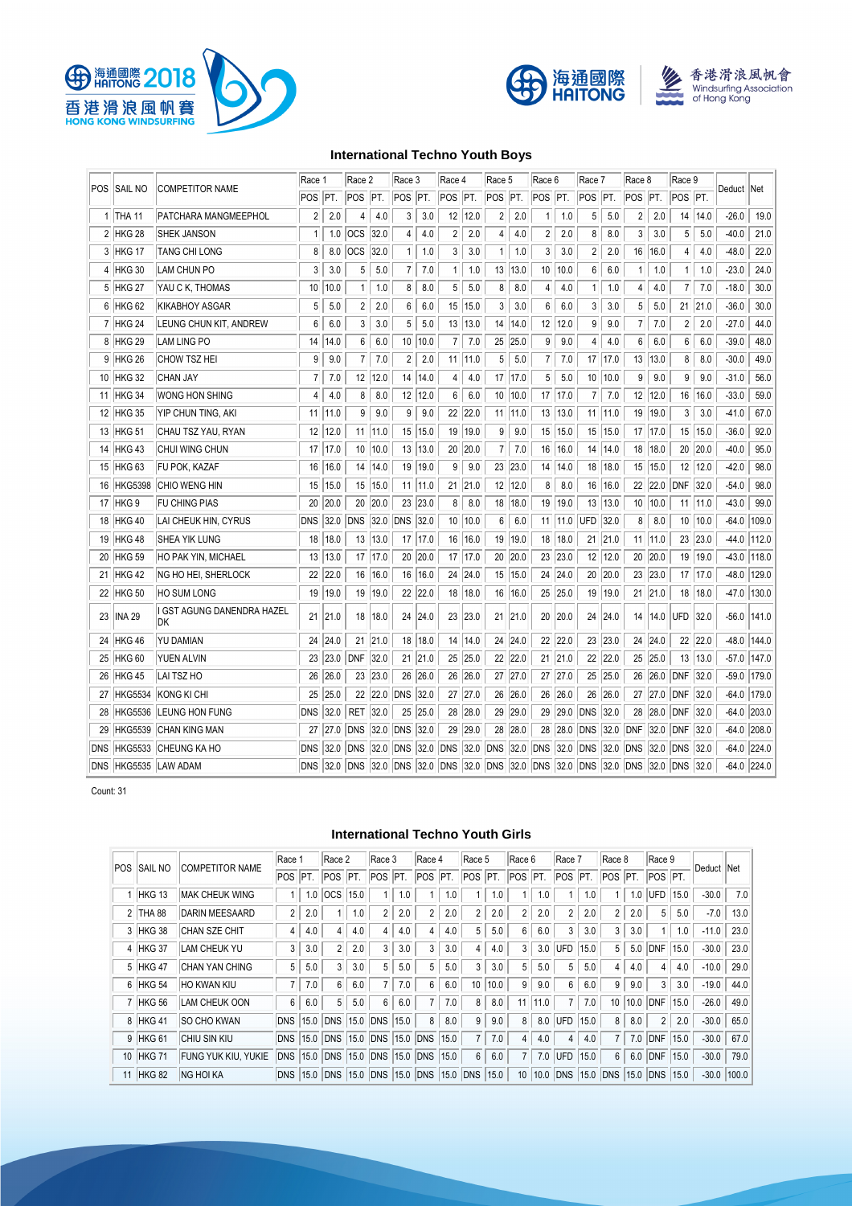## International Techno Youth Boys

| POS | SAIL NO | COMPETITOR NAME | Race 1 | | Race 2 | | Race 3 | | Race 4 | | Race 5 | | Race 6 | | Race 7 | | Race 8 | | Race 9 | | Deduct | Net |
|---|---|---|---|---|---|---|---|---|---|---|---|---|---|---|---|---|---|---|---|---|---|---|
| | | | POS | PT. | POS | PT. | POS | PT. | POS | PT. | POS | PT. | POS | PT. | POS | PT. | POS | PT. | POS | PT. | | |
| 1 | THA 11 | PATCHARA MANGMEEPHOL | 2 | 2.0 | 4 | 4.0 | 3 | 3.0 | 12 | 12.0 | 2 | 2.0 | 1 | 1.0 | 5 | 5.0 | 2 | 2.0 | 14 | 14.0 | -26.0 | 19.0 |
| 2 | HKG 28 | SHEK JANSON | 1 | 1.0 | OCS | 32.0 | 4 | 4.0 | 2 | 2.0 | 4 | 4.0 | 2 | 2.0 | 8 | 8.0 | 3 | 3.0 | 5 | 5.0 | -40.0 | 21.0 |
| 3 | HKG 17 | TANG CHI LONG | 8 | 8.0 | OCS | 32.0 | 1 | 1.0 | 3 | 3.0 | 1 | 1.0 | 3 | 3.0 | 2 | 2.0 | 16 | 16.0 | 4 | 4.0 | -48.0 | 22.0 |
| 4 | HKG 30 | LAM CHUN PO | 3 | 3.0 | 5 | 5.0 | 7 | 7.0 | 1 | 1.0 | 13 | 13.0 | 10 | 10.0 | 6 | 6.0 | 1 | 1.0 | 1 | 1.0 | -23.0 | 24.0 |
| 5 | HKG 27 | YAU C K, THOMAS | 10 | 10.0 | 1 | 1.0 | 8 | 8.0 | 5 | 5.0 | 8 | 8.0 | 4 | 4.0 | 1 | 1.0 | 4 | 4.0 | 7 | 7.0 | -18.0 | 30.0 |
| 6 | HKG 62 | KIKABHOY ASGAR | 5 | 5.0 | 2 | 2.0 | 6 | 6.0 | 15 | 15.0 | 3 | 3.0 | 6 | 6.0 | 3 | 3.0 | 5 | 5.0 | 21 | 21.0 | -36.0 | 30.0 |
| 7 | HKG 24 | LEUNG CHUN KIT, ANDREW | 6 | 6.0 | 3 | 3.0 | 5 | 5.0 | 13 | 13.0 | 14 | 14.0 | 12 | 12.0 | 9 | 9.0 | 7 | 7.0 | 2 | 2.0 | -27.0 | 44.0 |
| 8 | HKG 29 | LAM LING PO | 14 | 14.0 | 6 | 6.0 | 10 | 10.0 | 7 | 7.0 | 25 | 25.0 | 9 | 9.0 | 4 | 4.0 | 6 | 6.0 | 6 | 6.0 | -39.0 | 48.0 |
| 9 | HKG 26 | CHOW TSZ HEI | 9 | 9.0 | 7 | 7.0 | 2 | 2.0 | 11 | 11.0 | 5 | 5.0 | 7 | 7.0 | 17 | 17.0 | 13 | 13.0 | 8 | 8.0 | -30.0 | 49.0 |
| 10 | HKG 32 | CHAN JAY | 7 | 7.0 | 12 | 12.0 | 14 | 14.0 | 4 | 4.0 | 17 | 17.0 | 5 | 5.0 | 10 | 10.0 | 9 | 9.0 | 9 | 9.0 | -31.0 | 56.0 |
| 11 | HKG 34 | WONG HON SHING | 4 | 4.0 | 8 | 8.0 | 12 | 12.0 | 6 | 6.0 | 10 | 10.0 | 17 | 17.0 | 7 | 7.0 | 12 | 12.0 | 16 | 16.0 | -33.0 | 59.0 |
| 12 | HKG 35 | YIP CHUN TING, AKI | 11 | 11.0 | 9 | 9.0 | 9 | 9.0 | 22 | 22.0 | 11 | 11.0 | 13 | 13.0 | 11 | 11.0 | 19 | 19.0 | 3 | 3.0 | -41.0 | 67.0 |
| 13 | HKG 51 | CHAU TSZ YAU, RYAN | 12 | 12.0 | 11 | 11.0 | 15 | 15.0 | 19 | 19.0 | 9 | 9.0 | 15 | 15.0 | 15 | 15.0 | 17 | 17.0 | 15 | 15.0 | -36.0 | 92.0 |
| 14 | HKG 43 | CHUI WING CHUN | 17 | 17.0 | 10 | 10.0 | 13 | 13.0 | 20 | 20.0 | 7 | 7.0 | 16 | 16.0 | 14 | 14.0 | 18 | 18.0 | 20 | 20.0 | -40.0 | 95.0 |
| 15 | HKG 63 | FU POK, KAZAF | 16 | 16.0 | 14 | 14.0 | 19 | 19.0 | 9 | 9.0 | 23 | 23.0 | 14 | 14.0 | 18 | 18.0 | 15 | 15.0 | 12 | 12.0 | -42.0 | 98.0 |
| 16 | HKG5398 | CHIO WENG HIN | 15 | 15.0 | 15 | 15.0 | 11 | 11.0 | 21 | 21.0 | 12 | 12.0 | 8 | 8.0 | 16 | 16.0 | 22 | 22.0 | DNF | 32.0 | -54.0 | 98.0 |
| 17 | HKG 9 | FU CHING PIAS | 20 | 20.0 | 20 | 20.0 | 23 | 23.0 | 8 | 8.0 | 18 | 18.0 | 19 | 19.0 | 13 | 13.0 | 10 | 10.0 | 11 | 11.0 | -43.0 | 99.0 |
| 18 | HKG 40 | LAI CHEUK HIN, CYRUS | DNS | 32.0 | DNS | 32.0 | DNS | 32.0 | 10 | 10.0 | 6 | 6.0 | 11 | 11.0 | UFD | 32.0 | 8 | 8.0 | 10 | 10.0 | -64.0 | 109.0 |
| 19 | HKG 48 | SHEA YIK LUNG | 18 | 18.0 | 13 | 13.0 | 17 | 17.0 | 16 | 16.0 | 19 | 19.0 | 18 | 18.0 | 21 | 21.0 | 11 | 11.0 | 23 | 23.0 | -44.0 | 112.0 |
| 20 | HKG 59 | HO PAK YIN, MICHAEL | 13 | 13.0 | 17 | 17.0 | 20 | 20.0 | 17 | 17.0 | 20 | 20.0 | 23 | 23.0 | 12 | 12.0 | 20 | 20.0 | 19 | 19.0 | -43.0 | 118.0 |
| 21 | HKG 42 | NG HO HEI, SHERLOCK | 22 | 22.0 | 16 | 16.0 | 16 | 16.0 | 24 | 24.0 | 15 | 15.0 | 24 | 24.0 | 20 | 20.0 | 23 | 23.0 | 17 | 17.0 | -48.0 | 129.0 |
| 22 | HKG 50 | HO SUM LONG | 19 | 19.0 | 19 | 19.0 | 22 | 22.0 | 18 | 18.0 | 16 | 16.0 | 25 | 25.0 | 19 | 19.0 | 21 | 21.0 | 18 | 18.0 | -47.0 | 130.0 |
| 23 | INA 29 | I GST AGUNG DANENDRA HAZEL DK | 21 | 21.0 | 18 | 18.0 | 24 | 24.0 | 23 | 23.0 | 21 | 21.0 | 20 | 20.0 | 24 | 24.0 | 14 | 14.0 | UFD | 32.0 | -56.0 | 141.0 |
| 24 | HKG 46 | YU DAMIAN | 24 | 24.0 | 21 | 21.0 | 18 | 18.0 | 14 | 14.0 | 24 | 24.0 | 22 | 22.0 | 23 | 23.0 | 24 | 24.0 | 22 | 22.0 | -48.0 | 144.0 |
| 25 | HKG 60 | YUEN ALVIN | 23 | 23.0 | DNF | 32.0 | 21 | 21.0 | 25 | 25.0 | 22 | 22.0 | 21 | 21.0 | 22 | 22.0 | 25 | 25.0 | 13 | 13.0 | -57.0 | 147.0 |
| 26 | HKG 45 | LAI TSZ HO | 26 | 26.0 | 23 | 23.0 | 26 | 26.0 | 26 | 26.0 | 27 | 27.0 | 27 | 27.0 | 25 | 25.0 | 26 | 26.0 | DNF | 32.0 | -59.0 | 179.0 |
| 27 | HKG5534 | KONG KI CHI | 25 | 25.0 | 22 | 22.0 | DNS | 32.0 | 27 | 27.0 | 26 | 26.0 | 26 | 26.0 | 26 | 26.0 | 27 | 27.0 | DNF | 32.0 | -64.0 | 179.0 |
| 28 | HKG5536 | LEUNG HON FUNG | DNS | 32.0 | RET | 32.0 | 25 | 25.0 | 28 | 28.0 | 29 | 29.0 | 29 | 29.0 | DNS | 32.0 | 28 | 28.0 | DNF | 32.0 | -64.0 | 203.0 |
| 29 | HKG5539 | CHAN KING MAN | 27 | 27.0 | DNS | 32.0 | DNS | 32.0 | 29 | 29.0 | 28 | 28.0 | 28 | 28.0 | DNS | 32.0 | DNF | 32.0 | DNF | 32.0 | -64.0 | 208.0 |
| DNS | HKG5533 | CHEUNG KA HO | DNS | 32.0 | DNS | 32.0 | DNS | 32.0 | DNS | 32.0 | DNS | 32.0 | DNS | 32.0 | DNS | 32.0 | DNS | 32.0 | DNS | 32.0 | -64.0 | 224.0 |
| DNS | HKG5535 | LAW ADAM | DNS | 32.0 | DNS | 32.0 | DNS | 32.0 | DNS | 32.0 | DNS | 32.0 | DNS | 32.0 | DNS | 32.0 | DNS | 32.0 | DNS | 32.0 | -64.0 | 224.0 |

Count: 31

## International Techno Youth Girls

| POS | SAIL NO | COMPETITOR NAME | Race 1 | | Race 2 | | Race 3 | | Race 4 | | Race 5 | | Race 6 | | Race 7 | | Race 8 | | Race 9 | | Deduct | Net |
|---|---|---|---|---|---|---|---|---|---|---|---|---|---|---|---|---|---|---|---|---|---|---|
| | | | POS | PT. | POS | PT. | POS | PT. | POS | PT. | POS | PT. | POS | PT. | POS | PT. | POS | PT. | POS | PT. | | |
| 1 | HKG 13 | MAK CHEUK WING | 1 | 1.0 | OCS | 15.0 | 1 | 1.0 | 1 | 1.0 | 1 | 1.0 | 1 | 1.0 | 1 | 1.0 | 1 | 1.0 | UFD | 15.0 | -30.0 | 7.0 |
| 2 | THA 88 | DARIN MEESAARD | 2 | 2.0 | 1 | 1.0 | 2 | 2.0 | 2 | 2.0 | 2 | 2.0 | 2 | 2.0 | 2 | 2.0 | 2 | 2.0 | 5 | 5.0 | -7.0 | 13.0 |
| 3 | HKG 38 | CHAN SZE CHIT | 4 | 4.0 | 4 | 4.0 | 4 | 4.0 | 4 | 4.0 | 5 | 5.0 | 6 | 6.0 | 3 | 3.0 | 3 | 3.0 | 1 | 1.0 | -11.0 | 23.0 |
| 4 | HKG 37 | LAM CHEUK YU | 3 | 3.0 | 2 | 2.0 | 3 | 3.0 | 3 | 3.0 | 4 | 4.0 | 3 | 3.0 | UFD | 15.0 | 5 | 5.0 | DNF | 15.0 | -30.0 | 23.0 |
| 5 | HKG 47 | CHAN YAN CHING | 5 | 5.0 | 3 | 3.0 | 5 | 5.0 | 5 | 5.0 | 3 | 3.0 | 5 | 5.0 | 5 | 5.0 | 4 | 4.0 | 4 | 4.0 | -10.0 | 29.0 |
| 6 | HKG 54 | HO KWAN KIU | 7 | 7.0 | 6 | 6.0 | 7 | 7.0 | 6 | 6.0 | 10 | 10.0 | 9 | 9.0 | 6 | 6.0 | 9 | 9.0 | 3 | 3.0 | -19.0 | 44.0 |
| 7 | HKG 56 | LAM CHEUK OON | 6 | 6.0 | 5 | 5.0 | 6 | 6.0 | 7 | 7.0 | 8 | 8.0 | 11 | 11.0 | 7 | 7.0 | 10 | 10.0 | DNF | 15.0 | -26.0 | 49.0 |
| 8 | HKG 41 | SO CHO KWAN | DNS | 15.0 | DNS | 15.0 | DNS | 15.0 | 8 | 8.0 | 9 | 9.0 | 8 | 8.0 | UFD | 15.0 | 8 | 8.0 | 2 | 2.0 | -30.0 | 65.0 |
| 9 | HKG 61 | CHIU SIN KIU | DNS | 15.0 | DNS | 15.0 | DNS | 15.0 | DNS | 15.0 | 7 | 7.0 | 4 | 4.0 | 4 | 4.0 | 7 | 7.0 | DNF | 15.0 | -30.0 | 67.0 |
| 10 | HKG 71 | FUNG YUK KIU, YUKIE | DNS | 15.0 | DNS | 15.0 | DNS | 15.0 | DNS | 15.0 | 6 | 6.0 | 7 | 7.0 | UFD | 15.0 | 6 | 6.0 | DNF | 15.0 | -30.0 | 79.0 |
| 11 | HKG 82 | NG HOI KA | DNS | 15.0 | DNS | 15.0 | DNS | 15.0 | DNS | 15.0 | DNS | 15.0 | 10 | 10.0 | DNS | 15.0 | DNS | 15.0 | DNS | 15.0 | -30.0 | 100.0 |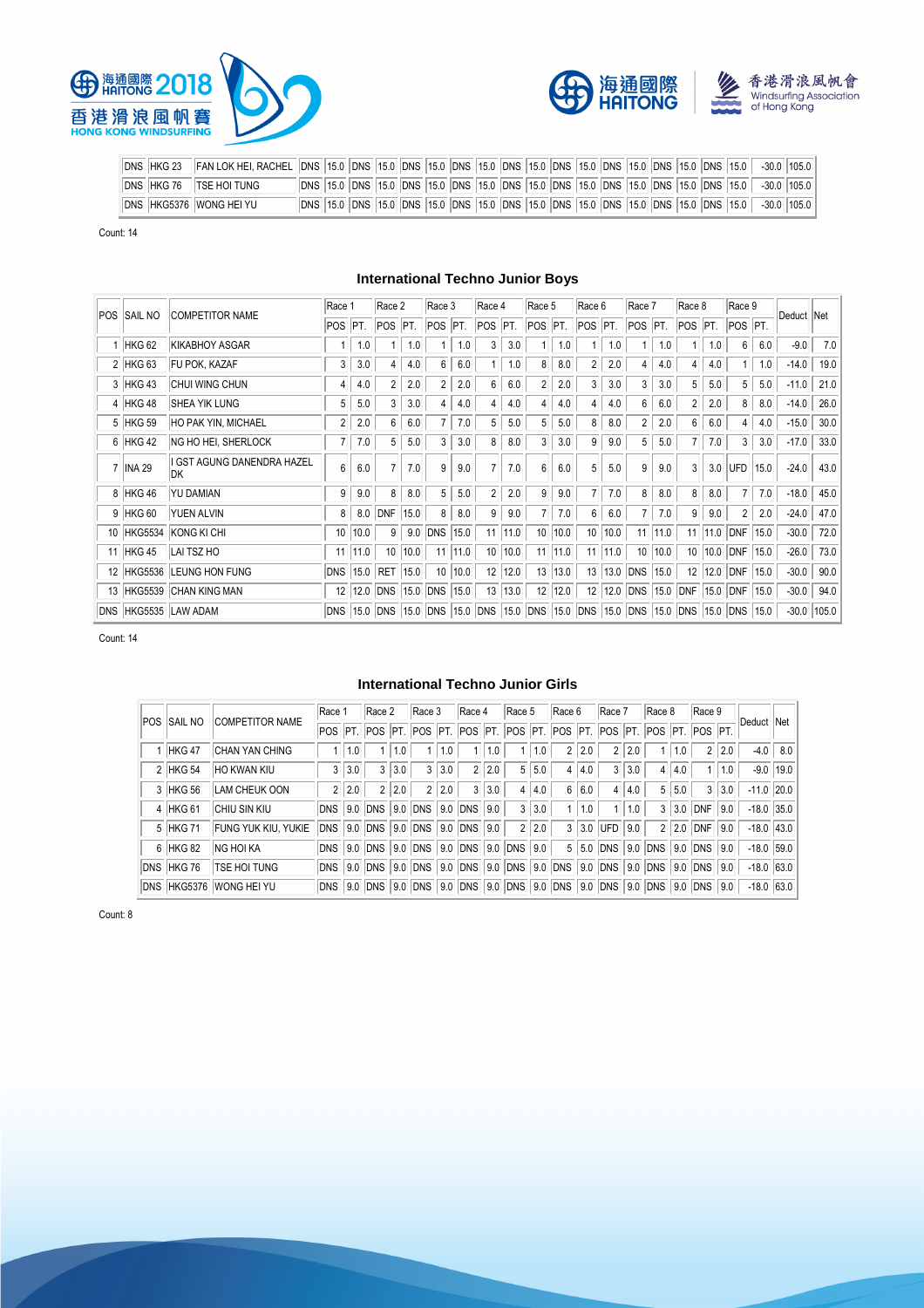| DNS | HKG 23 | FAN LOK HEI, RACHEL | DNS | 15.0 | DNS | 15.0 | DNS | 15.0 | DNS | 15.0 | DNS | 15.0 | DNS | 15.0 | DNS | 15.0 | DNS | 15.0 | DNS | 15.0 | -30.0 | 105.0 |
|---|---|---|---|---|---|---|---|---|---|---|---|---|---|---|---|---|---|---|---|---|---|---|
| DNS | HKG 76 | TSE HOI TUNG | DNS | 15.0 | DNS | 15.0 | DNS | 15.0 | DNS | 15.0 | DNS | 15.0 | DNS | 15.0 | DNS | 15.0 | DNS | 15.0 | DNS | 15.0 | -30.0 | 105.0 |
| DNS | HKG5376 | WONG HEI YU | DNS | 15.0 | DNS | 15.0 | DNS | 15.0 | DNS | 15.0 | DNS | 15.0 | DNS | 15.0 | DNS | 15.0 | DNS | 15.0 | DNS | 15.0 | -30.0 | 105.0 |

Count: 14

## International Techno Junior Boys

| POS | SAIL NO | COMPETITOR NAME | Race 1 | | Race 2 | | Race 3 | | Race 4 | | Race 5 | | Race 6 | | Race 7 | | Race 8 | | Race 9 | | Deduct | Net |
|---|---|---|---|---|---|---|---|---|---|---|---|---|---|---|---|---|---|---|---|---|---|---|
| | | | POS | PT. | POS | PT. | POS | PT. | POS | PT. | POS | PT. | POS | PT. | POS | PT. | POS | PT. | POS | PT. | | |
| 1 | HKG 62 | KIKABHOY ASGAR | 1 | 1.0 | 1 | 1.0 | 1 | 1.0 | 3 | 3.0 | 1 | 1.0 | 1 | 1.0 | 1 | 1.0 | 1 | 1.0 | 6 | 6.0 | -9.0 | 7.0 |
| 2 | HKG 63 | FU POK, KAZAF | 3 | 3.0 | 4 | 4.0 | 6 | 6.0 | 1 | 1.0 | 8 | 8.0 | 2 | 2.0 | 4 | 4.0 | 4 | 4.0 | 1 | 1.0 | -14.0 | 19.0 |
| 3 | HKG 43 | CHUI WING CHUN | 4 | 4.0 | 2 | 2.0 | 2 | 2.0 | 6 | 6.0 | 2 | 2.0 | 3 | 3.0 | 3 | 3.0 | 5 | 5.0 | 5 | 5.0 | -11.0 | 21.0 |
| 4 | HKG 48 | SHEA YIK LUNG | 5 | 5.0 | 3 | 3.0 | 4 | 4.0 | 4 | 4.0 | 4 | 4.0 | 4 | 4.0 | 6 | 6.0 | 2 | 2.0 | 8 | 8.0 | -14.0 | 26.0 |
| 5 | HKG 59 | HO PAK YIN, MICHAEL | 2 | 2.0 | 6 | 6.0 | 7 | 7.0 | 5 | 5.0 | 5 | 5.0 | 8 | 8.0 | 2 | 2.0 | 6 | 6.0 | 4 | 4.0 | -15.0 | 30.0 |
| 6 | HKG 42 | NG HO HEI, SHERLOCK | 7 | 7.0 | 5 | 5.0 | 3 | 3.0 | 8 | 8.0 | 3 | 3.0 | 9 | 9.0 | 5 | 5.0 | 7 | 7.0 | 3 | 3.0 | -17.0 | 33.0 |
| 7 | INA 29 | I GST AGUNG DANENDRA HAZEL DK | 6 | 6.0 | 7 | 7.0 | 9 | 9.0 | 7 | 7.0 | 6 | 6.0 | 5 | 5.0 | 9 | 9.0 | 3 | 3.0 | UFD | 15.0 | -24.0 | 43.0 |
| 8 | HKG 46 | YU DAMIAN | 9 | 9.0 | 8 | 8.0 | 5 | 5.0 | 2 | 2.0 | 9 | 9.0 | 7 | 7.0 | 8 | 8.0 | 8 | 8.0 | 7 | 7.0 | -18.0 | 45.0 |
| 9 | HKG 60 | YUEN ALVIN | 8 | 8.0 | DNF | 15.0 | 8 | 8.0 | 9 | 9.0 | 7 | 7.0 | 6 | 6.0 | 7 | 7.0 | 9 | 9.0 | 2 | 2.0 | -24.0 | 47.0 |
| 10 | HKG5534 | KONG KI CHI | 10 | 10.0 | 9 | 9.0 | DNS | 15.0 | 11 | 11.0 | 10 | 10.0 | 10 | 10.0 | 11 | 11.0 | 11 | 11.0 | DNF | 15.0 | -30.0 | 72.0 |
| 11 | HKG 45 | LAI TSZ HO | 11 | 11.0 | 10 | 10.0 | 11 | 11.0 | 10 | 10.0 | 11 | 11.0 | 11 | 11.0 | 10 | 10.0 | 10 | 10.0 | DNF | 15.0 | -26.0 | 73.0 |
| 12 | HKG5536 | LEUNG HON FUNG | DNS | 15.0 | RET | 15.0 | 10 | 10.0 | 12 | 12.0 | 13 | 13.0 | 13 | 13.0 | DNS | 15.0 | 12 | 12.0 | DNF | 15.0 | -30.0 | 90.0 |
| 13 | HKG5539 | CHAN KING MAN | 12 | 12.0 | DNS | 15.0 | DNS | 15.0 | 13 | 13.0 | 12 | 12.0 | 12 | 12.0 | DNS | 15.0 | DNF | 15.0 | DNF | 15.0 | -30.0 | 94.0 |
| DNS | HKG5535 | LAW ADAM | DNS | 15.0 | DNS | 15.0 | DNS | 15.0 | DNS | 15.0 | DNS | 15.0 | DNS | 15.0 | DNS | 15.0 | DNS | 15.0 | DNS | 15.0 | -30.0 | 105.0 |

Count: 14

## International Techno Junior Girls

| POS | SAIL NO | COMPETITOR NAME | Race 1 | | Race 2 | | Race 3 | | Race 4 | | Race 5 | | Race 6 | | Race 7 | | Race 8 | | Race 9 | | Deduct | Net |
|---|---|---|---|---|---|---|---|---|---|---|---|---|---|---|---|---|---|---|---|---|---|---|
| | | | POS | PT. | POS | PT. | POS | PT. | POS | PT. | POS | PT. | POS | PT. | POS | PT. | POS | PT. | POS | PT. | | |
| 1 | HKG 47 | CHAN YAN CHING | 1 | 1.0 | 1 | 1.0 | 1 | 1.0 | 1 | 1.0 | 1 | 1.0 | 2 | 2.0 | 2 | 2.0 | 1 | 1.0 | 2 | 2.0 | -4.0 | 8.0 |
| 2 | HKG 54 | HO KWAN KIU | 3 | 3.0 | 3 | 3.0 | 3 | 3.0 | 2 | 2.0 | 5 | 5.0 | 4 | 4.0 | 3 | 3.0 | 4 | 4.0 | 1 | 1.0 | -9.0 | 19.0 |
| 3 | HKG 56 | LAM CHEUK OON | 2 | 2.0 | 2 | 2.0 | 2 | 2.0 | 3 | 3.0 | 4 | 4.0 | 6 | 6.0 | 4 | 4.0 | 5 | 5.0 | 3 | 3.0 | -11.0 | 20.0 |
| 4 | HKG 61 | CHIU SIN KIU | DNS | 9.0 | DNS | 9.0 | DNS | 9.0 | DNS | 9.0 | 3 | 3.0 | 1 | 1.0 | 1 | 1.0 | 3 | 3.0 | DNF | 9.0 | -18.0 | 35.0 |
| 5 | HKG 71 | FUNG YUK KIU, YUKIE | DNS | 9.0 | DNS | 9.0 | DNS | 9.0 | DNS | 9.0 | 2 | 2.0 | 3 | 3.0 | UFD | 9.0 | 2 | 2.0 | DNF | 9.0 | -18.0 | 43.0 |
| 6 | HKG 82 | NG HOI KA | DNS | 9.0 | DNS | 9.0 | DNS | 9.0 | DNS | 9.0 | DNS | 9.0 | 5 | 5.0 | DNS | 9.0 | DNS | 9.0 | DNS | 9.0 | -18.0 | 59.0 |
| DNS | HKG 76 | TSE HOI TUNG | DNS | 9.0 | DNS | 9.0 | DNS | 9.0 | DNS | 9.0 | DNS | 9.0 | DNS | 9.0 | DNS | 9.0 | DNS | 9.0 | DNS | 9.0 | -18.0 | 63.0 |
| DNS | HKG5376 | WONG HEI YU | DNS | 9.0 | DNS | 9.0 | DNS | 9.0 | DNS | 9.0 | DNS | 9.0 | DNS | 9.0 | DNS | 9.0 | DNS | 9.0 | DNS | 9.0 | -18.0 | 63.0 |

Count: 8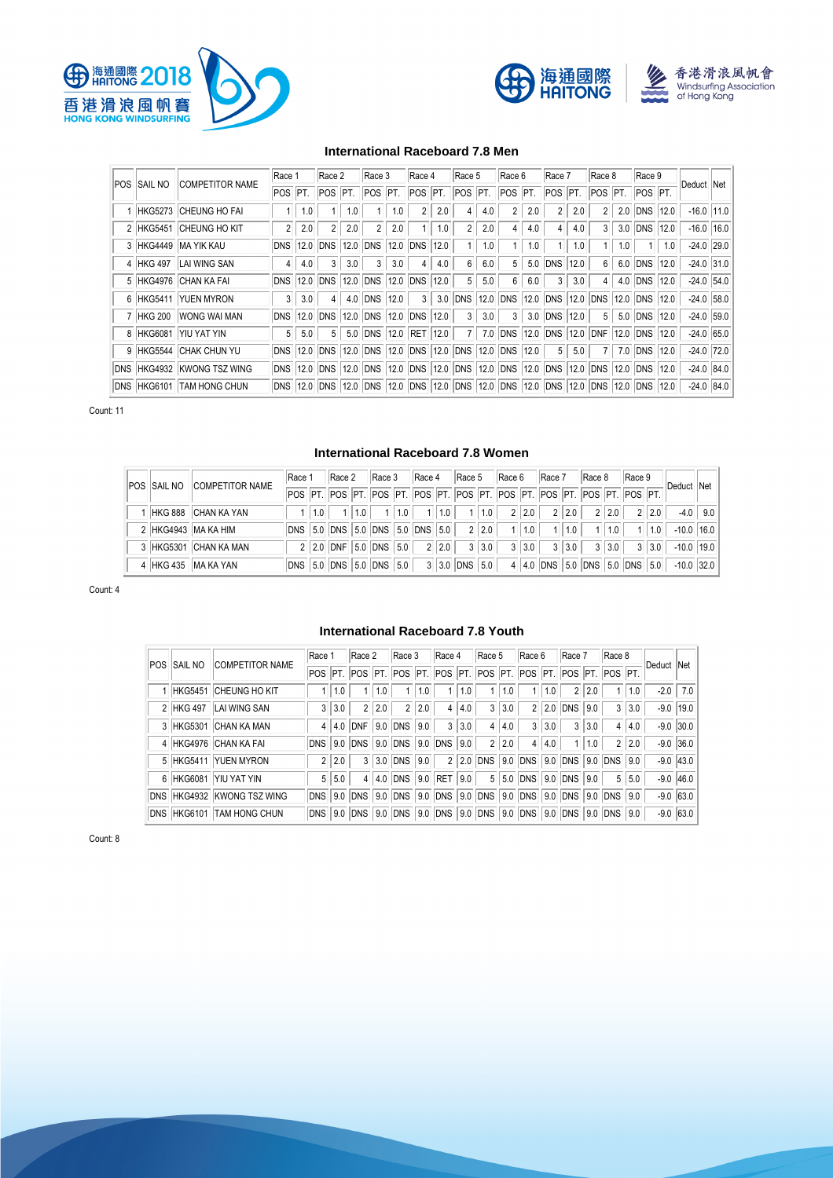### International Raceboard 7.8 Men

| POS | SAIL NO | COMPETITOR NAME | Race 1 | | Race 2 | | Race 3 | | Race 4 | | Race 5 | | Race 6 | | Race 7 | | Race 8 | | Race 9 | | Deduct | Net |
|---|---|---|---|---|---|---|---|---|---|---|---|---|---|---|---|---|---|---|---|---|---|---|
| | | | POS | PT. | POS | PT. | POS | PT. | POS | PT. | POS | PT. | POS | PT. | POS | PT. | POS | PT. | POS | PT. | | |
| 1 | HKG5273 | CHEUNG HO FAI | 1 | 1.0 | 1 | 1.0 | 1 | 1.0 | 2 | 2.0 | 4 | 4.0 | 2 | 2.0 | 2 | 2.0 | 2 | 2.0 | DNS | 12.0 | -16.0 | 11.0 |
| 2 | HKG5451 | CHEUNG HO KIT | 2 | 2.0 | 2 | 2.0 | 2 | 2.0 | 1 | 1.0 | 2 | 2.0 | 4 | 4.0 | 4 | 4.0 | 3 | 3.0 | DNS | 12.0 | -16.0 | 16.0 |
| 3 | HKG4449 | MA YIK KAU | DNS | 12.0 | DNS | 12.0 | DNS | 12.0 | DNS | 12.0 | 1 | 1.0 | 1 | 1.0 | 1 | 1.0 | 1 | 1.0 | 1 | 1.0 | -24.0 | 29.0 |
| 4 | HKG 497 | LAI WING SAN | 4 | 4.0 | 3 | 3.0 | 3 | 3.0 | 4 | 4.0 | 6 | 6.0 | 5 | 5.0 | DNS | 12.0 | 6 | 6.0 | DNS | 12.0 | -24.0 | 31.0 |
| 5 | HKG4976 | CHAN KA FAI | DNS | 12.0 | DNS | 12.0 | DNS | 12.0 | DNS | 12.0 | 5 | 5.0 | 6 | 6.0 | 3 | 3.0 | 4 | 4.0 | DNS | 12.0 | -24.0 | 54.0 |
| 6 | HKG5411 | YUEN MYRON | 3 | 3.0 | 4 | 4.0 | DNS | 12.0 | 3 | 3.0 | DNS | 12.0 | DNS | 12.0 | DNS | 12.0 | DNS | 12.0 | DNS | 12.0 | -24.0 | 58.0 |
| 7 | HKG 200 | WONG WAI MAN | DNS | 12.0 | DNS | 12.0 | DNS | 12.0 | DNS | 12.0 | 3 | 3.0 | 3 | 3.0 | DNS | 12.0 | 5 | 5.0 | DNS | 12.0 | -24.0 | 59.0 |
| 8 | HKG6081 | YIU YAT YIN | 5 | 5.0 | 5 | 5.0 | DNS | 12.0 | RET | 12.0 | 7 | 7.0 | DNS | 12.0 | DNS | 12.0 | DNF | 12.0 | DNS | 12.0 | -24.0 | 65.0 |
| 9 | HKG5544 | CHAK CHUN YU | DNS | 12.0 | DNS | 12.0 | DNS | 12.0 | DNS | 12.0 | DNS | 12.0 | DNS | 12.0 | 5 | 5.0 | 7 | 7.0 | DNS | 12.0 | -24.0 | 72.0 |
| DNS | HKG4932 | KWONG TSZ WING | DNS | 12.0 | DNS | 12.0 | DNS | 12.0 | DNS | 12.0 | DNS | 12.0 | DNS | 12.0 | DNS | 12.0 | DNS | 12.0 | DNS | 12.0 | -24.0 | 84.0 |
| DNS | HKG6101 | TAM HONG CHUN | DNS | 12.0 | DNS | 12.0 | DNS | 12.0 | DNS | 12.0 | DNS | 12.0 | DNS | 12.0 | DNS | 12.0 | DNS | 12.0 | DNS | 12.0 | -24.0 | 84.0 |

Count: 11

### International Raceboard 7.8 Women

| POS | SAIL NO | COMPETITOR NAME | Race 1 | | Race 2 | | Race 3 | | Race 4 | | Race 5 | | Race 6 | | Race 7 | | Race 8 | | Race 9 | | Deduct | Net |
|---|---|---|---|---|---|---|---|---|---|---|---|---|---|---|---|---|---|---|---|---|---|---|
| | | | POS | PT. | POS | PT. | POS | PT. | POS | PT. | POS | PT. | POS | PT. | POS | PT. | POS | PT. | POS | PT. | | |
| 1 | HKG 888 | CHAN KA YAN | 1 | 1.0 | 1 | 1.0 | 1 | 1.0 | 1 | 1.0 | 1 | 1.0 | 2 | 2.0 | 2 | 2.0 | 2 | 2.0 | 2 | 2.0 | -4.0 | 9.0 |
| 2 | HKG4943 | MA KA HIM | DNS | 5.0 | DNS | 5.0 | DNS | 5.0 | DNS | 5.0 | 2 | 2.0 | 1 | 1.0 | 1 | 1.0 | 1 | 1.0 | 1 | 1.0 | -10.0 | 16.0 |
| 3 | HKG5301 | CHAN KA MAN | 2 | 2.0 | DNF | 5.0 | DNS | 5.0 | 2 | 2.0 | 3 | 3.0 | 3 | 3.0 | 3 | 3.0 | 3 | 3.0 | 3 | 3.0 | -10.0 | 19.0 |
| 4 | HKG 435 | MA KA YAN | DNS | 5.0 | DNS | 5.0 | DNS | 5.0 | 3 | 3.0 | DNS | 5.0 | 4 | 4.0 | DNS | 5.0 | DNS | 5.0 | DNS | 5.0 | -10.0 | 32.0 |

Count: 4

### International Raceboard 7.8 Youth

| POS | SAIL NO | COMPETITOR NAME | Race 1 | | Race 2 | | Race 3 | | Race 4 | | Race 5 | | Race 6 | | Race 7 | | Race 8 | | Deduct | Net |
|---|---|---|---|---|---|---|---|---|---|---|---|---|---|---|---|---|---|---|---|---|
| | | | POS | PT. | POS | PT. | POS | PT. | POS | PT. | POS | PT. | POS | PT. | POS | PT. | POS | PT. | | |
| 1 | HKG5451 | CHEUNG HO KIT | 1 | 1.0 | 1 | 1.0 | 1 | 1.0 | 1 | 1.0 | 1 | 1.0 | 1 | 1.0 | 2 | 2.0 | 1 | 1.0 | -2.0 | 7.0 |
| 2 | HKG 497 | LAI WING SAN | 3 | 3.0 | 2 | 2.0 | 2 | 2.0 | 4 | 4.0 | 3 | 3.0 | 2 | 2.0 | DNS | 9.0 | 3 | 3.0 | -9.0 | 19.0 |
| 3 | HKG5301 | CHAN KA MAN | 4 | 4.0 | DNF | 9.0 | DNS | 9.0 | 3 | 3.0 | 4 | 4.0 | 3 | 3.0 | 3 | 3.0 | 4 | 4.0 | -9.0 | 30.0 |
| 4 | HKG4976 | CHAN KA FAI | DNS | 9.0 | DNS | 9.0 | DNS | 9.0 | DNS | 9.0 | 2 | 2.0 | 4 | 4.0 | 1 | 1.0 | 2 | 2.0 | -9.0 | 36.0 |
| 5 | HKG5411 | YUEN MYRON | 2 | 2.0 | 3 | 3.0 | DNS | 9.0 | 2 | 2.0 | DNS | 9.0 | DNS | 9.0 | DNS | 9.0 | DNS | 9.0 | -9.0 | 43.0 |
| 6 | HKG6081 | YIU YAT YIN | 5 | 5.0 | 4 | 4.0 | DNS | 9.0 | RET | 9.0 | 5 | 5.0 | DNS | 9.0 | DNS | 9.0 | 5 | 5.0 | -9.0 | 46.0 |
| DNS | HKG4932 | KWONG TSZ WING | DNS | 9.0 | DNS | 9.0 | DNS | 9.0 | DNS | 9.0 | DNS | 9.0 | DNS | 9.0 | DNS | 9.0 | DNS | 9.0 | -9.0 | 63.0 |
| DNS | HKG6101 | TAM HONG CHUN | DNS | 9.0 | DNS | 9.0 | DNS | 9.0 | DNS | 9.0 | DNS | 9.0 | DNS | 9.0 | DNS | 9.0 | DNS | 9.0 | -9.0 | 63.0 |

Count: 8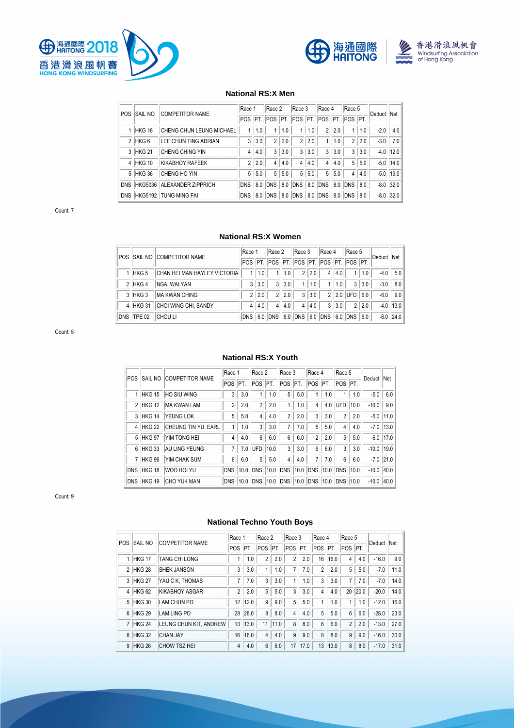## National RS:X Men

| POS | SAIL NO | COMPETITOR NAME | Race 1 | | Race 2 | | Race 3 | | Race 4 | | Race 5 | | Deduct | Net |
|---|---|---|---|---|---|---|---|---|---|---|---|---|---|---|
| | | | POS | PT. | POS | PT. | POS | PT. | POS | PT. | POS | PT. | | |
| 1 | HKG 16 | CHENG CHUN LEUNG MICHAEL | 1 | 1.0 | 1 | 1.0 | 1 | 1.0 | 2 | 2.0 | 1 | 1.0 | -2.0 | 4.0 |
| 2 | HKG 6 | LEE CHUN TING ADRIAN | 3 | 3.0 | 2 | 2.0 | 2 | 2.0 | 1 | 1.0 | 2 | 2.0 | -3.0 | 7.0 |
| 3 | HKG 21 | CHENG CHING YIN | 4 | 4.0 | 3 | 3.0 | 3 | 3.0 | 3 | 3.0 | 3 | 3.0 | -4.0 | 12.0 |
| 4 | HKG 10 | KIKABHOY RAFEEK | 2 | 2.0 | 4 | 4.0 | 4 | 4.0 | 4 | 4.0 | 5 | 5.0 | -5.0 | 14.0 |
| 5 | HKG 36 | CHENG HO YIN | 5 | 5.0 | 5 | 5.0 | 5 | 5.0 | 5 | 5.0 | 4 | 4.0 | -5.0 | 19.0 |
| DNS | HKG5036 | ALEXANDER ZIPPRICH | DNS | 8.0 | DNS | 8.0 | DNS | 8.0 | DNS | 8.0 | DNS | 8.0 | -8.0 | 32.0 |
| DNS | HKG5192 | TUNG MING FAI | DNS | 8.0 | DNS | 8.0 | DNS | 8.0 | DNS | 8.0 | DNS | 8.0 | -8.0 | 32.0 |

Count: 7

## National RS:X Women

| POS | SAIL NO | COMPETITOR NAME | Race 1 | | Race 2 | | Race 3 | | Race 4 | | Race 5 | | Deduct | Net |
|---|---|---|---|---|---|---|---|---|---|---|---|---|---|---|
| | | | POS | PT. | POS | PT. | POS | PT. | POS | PT. | POS | PT. | | |
| 1 | HKG 5 | CHAN HEI MAN HAYLEY VICTORIA | 1 | 1.0 | 1 | 1.0 | 2 | 2.0 | 4 | 4.0 | 1 | 1.0 | -4.0 | 5.0 |
| 2 | HKG 4 | NGAI WAI YAN | 3 | 3.0 | 3 | 3.0 | 1 | 1.0 | 1 | 1.0 | 3 | 3.0 | -3.0 | 8.0 |
| 3 | HKG 3 | MA KWAN CHING | 2 | 2.0 | 2 | 2.0 | 3 | 3.0 | 2 | 2.0 | UFD | 6.0 | -6.0 | 9.0 |
| 4 | HKG 31 | CHOI WING CHI, SANDY | 4 | 4.0 | 4 | 4.0 | 4 | 4.0 | 3 | 3.0 | 2 | 2.0 | -4.0 | 13.0 |
| DNS | TPE 02 | CHOU LI | DNS | 6.0 | DNS | 6.0 | DNS | 6.0 | DNS | 6.0 | DNS | 6.0 | -6.0 | 24.0 |

Count: 5

## National RS:X Youth

| POS | SAIL NO | COMPETITOR NAME | Race 1 | | Race 2 | | Race 3 | | Race 4 | | Race 5 | | Deduct | Net |
|---|---|---|---|---|---|---|---|---|---|---|---|---|---|---|
| | | | POS | PT. | POS | PT. | POS | PT. | POS | PT. | POS | PT. | | |
| 1 | HKG 15 | HO SIU WING | 3 | 3.0 | 1 | 1.0 | 5 | 5.0 | 1 | 1.0 | 1 | 1.0 | -5.0 | 6.0 |
| 2 | HKG 12 | MA KWAN LAM | 2 | 2.0 | 2 | 2.0 | 1 | 1.0 | 4 | 4.0 | UFD | 10.0 | -10.0 | 9.0 |
| 3 | HKG 14 | YEUNG LOK | 5 | 5.0 | 4 | 4.0 | 2 | 2.0 | 3 | 3.0 | 2 | 2.0 | -5.0 | 11.0 |
| 4 | HKG 22 | CHEUNG TIN YU, EARL | 1 | 1.0 | 3 | 3.0 | 7 | 7.0 | 5 | 5.0 | 4 | 4.0 | -7.0 | 13.0 |
| 5 | HKG 97 | YIM TONG HEI | 4 | 4.0 | 6 | 6.0 | 6 | 6.0 | 2 | 2.0 | 5 | 5.0 | -6.0 | 17.0 |
| 6 | HKG 33 | AU LING YEUNG | 7 | 7.0 | UFD | 10.0 | 3 | 3.0 | 6 | 6.0 | 3 | 3.0 | -10.0 | 19.0 |
| 7 | HKG 96 | YIM CHAK SUM | 6 | 6.0 | 5 | 5.0 | 4 | 4.0 | 7 | 7.0 | 6 | 6.0 | -7.0 | 21.0 |
| DNS | HKG 18 | WOO HOI YU | DNS | 10.0 | DNS | 10.0 | DNS | 10.0 | DNS | 10.0 | DNS | 10.0 | -10.0 | 40.0 |
| DNS | HKG 19 | CHO YUK MAN | DNS | 10.0 | DNS | 10.0 | DNS | 10.0 | DNS | 10.0 | DNS | 10.0 | -10.0 | 40.0 |

Count: 9

## National Techno Youth Boys

| POS | SAIL NO | COMPETITOR NAME | Race 1 | | Race 2 | | Race 3 | | Race 4 | | Race 5 | | Deduct | Net |
|---|---|---|---|---|---|---|---|---|---|---|---|---|---|---|
| | | | POS | PT. | POS | PT. | POS | PT. | POS | PT. | POS | PT. | | |
| 1 | HKG 17 | TANG CHI LONG | 1 | 1.0 | 2 | 2.0 | 2 | 2.0 | 16 | 16.0 | 4 | 4.0 | -16.0 | 9.0 |
| 2 | HKG 28 | SHEK JANSON | 3 | 3.0 | 1 | 1.0 | 7 | 7.0 | 2 | 2.0 | 5 | 5.0 | -7.0 | 11.0 |
| 3 | HKG 27 | YAU C K, THOMAS | 7 | 7.0 | 3 | 3.0 | 1 | 1.0 | 3 | 3.0 | 7 | 7.0 | -7.0 | 14.0 |
| 4 | HKG 62 | KIKABHOY ASGAR | 2 | 2.0 | 5 | 5.0 | 3 | 3.0 | 4 | 4.0 | 20 | 20.0 | -20.0 | 14.0 |
| 5 | HKG 30 | LAM CHUN PO | 12 | 12.0 | 9 | 9.0 | 5 | 5.0 | 1 | 1.0 | 1 | 1.0 | -12.0 | 16.0 |
| 6 | HKG 29 | LAM LING PO | 28 | 28.0 | 8 | 8.0 | 4 | 4.0 | 5 | 5.0 | 6 | 6.0 | -28.0 | 23.0 |
| 7 | HKG 24 | LEUNG CHUN KIT, ANDREW | 13 | 13.0 | 11 | 11.0 | 8 | 8.0 | 6 | 6.0 | 2 | 2.0 | -13.0 | 27.0 |
| 8 | HKG 32 | CHAN JAY | 16 | 16.0 | 4 | 4.0 | 9 | 9.0 | 8 | 8.0 | 9 | 9.0 | -16.0 | 30.0 |
| 9 | HKG 26 | CHOW TSZ HEI | 4 | 4.0 | 6 | 6.0 | 17 | 17.0 | 13 | 13.0 | 8 | 8.0 | -17.0 | 31.0 |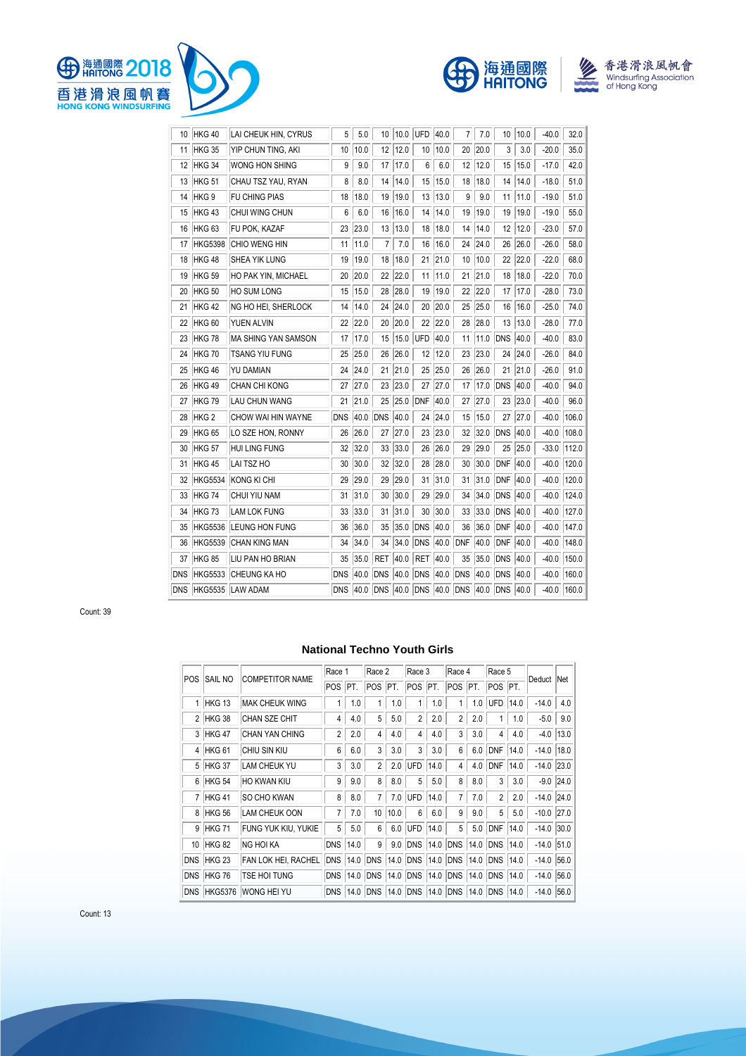| POS | SAIL NO | COMPETITOR NAME | Race 1 POS | Race 1 PT. | Race 2 POS | Race 2 PT. | Race 3 POS | Race 3 PT. | Race 4 POS | Race 4 PT. | Race 5 POS | Race 5 PT. | Deduct | Net |
|---|---|---|---|---|---|---|---|---|---|---|---|---|---|---|
| 10 | HKG 40 | LAI CHEUK HIN, CYRUS | 5 | 5.0 | 10 | 10.0 | UFD | 40.0 | 7 | 7.0 | 10 | 10.0 | -40.0 | 32.0 |
| 11 | HKG 35 | YIP CHUN TING, AKI | 10 | 10.0 | 12 | 12.0 | 10 | 10.0 | 20 | 20.0 | 3 | 3.0 | -20.0 | 35.0 |
| 12 | HKG 34 | WONG HON SHING | 9 | 9.0 | 17 | 17.0 | 6 | 6.0 | 12 | 12.0 | 15 | 15.0 | -17.0 | 42.0 |
| 13 | HKG 51 | CHAU TSZ YAU, RYAN | 8 | 8.0 | 14 | 14.0 | 15 | 15.0 | 18 | 18.0 | 14 | 14.0 | -18.0 | 51.0 |
| 14 | HKG 9 | FU CHING PIAS | 18 | 18.0 | 19 | 19.0 | 13 | 13.0 | 9 | 9.0 | 11 | 11.0 | -19.0 | 51.0 |
| 15 | HKG 43 | CHUI WING CHUN | 6 | 6.0 | 16 | 16.0 | 14 | 14.0 | 19 | 19.0 | 19 | 19.0 | -19.0 | 55.0 |
| 16 | HKG 63 | FU POK, KAZAF | 23 | 23.0 | 13 | 13.0 | 18 | 18.0 | 14 | 14.0 | 12 | 12.0 | -23.0 | 57.0 |
| 17 | HKG5398 | CHIO WENG HIN | 11 | 11.0 | 7 | 7.0 | 16 | 16.0 | 24 | 24.0 | 26 | 26.0 | -26.0 | 58.0 |
| 18 | HKG 48 | SHEA YIK LUNG | 19 | 19.0 | 18 | 18.0 | 21 | 21.0 | 10 | 10.0 | 22 | 22.0 | -22.0 | 68.0 |
| 19 | HKG 59 | HO PAK YIN, MICHAEL | 20 | 20.0 | 22 | 22.0 | 11 | 11.0 | 21 | 21.0 | 18 | 18.0 | -22.0 | 70.0 |
| 20 | HKG 50 | HO SUM LONG | 15 | 15.0 | 28 | 28.0 | 19 | 19.0 | 22 | 22.0 | 17 | 17.0 | -28.0 | 73.0 |
| 21 | HKG 42 | NG HO HEI, SHERLOCK | 14 | 14.0 | 24 | 24.0 | 20 | 20.0 | 25 | 25.0 | 16 | 16.0 | -25.0 | 74.0 |
| 22 | HKG 60 | YUEN ALVIN | 22 | 22.0 | 20 | 20.0 | 22 | 22.0 | 28 | 28.0 | 13 | 13.0 | -28.0 | 77.0 |
| 23 | HKG 78 | MA SHING YAN SAMSON | 17 | 17.0 | 15 | 15.0 | UFD | 40.0 | 11 | 11.0 | DNS | 40.0 | -40.0 | 83.0 |
| 24 | HKG 70 | TSANG YIU FUNG | 25 | 25.0 | 26 | 26.0 | 12 | 12.0 | 23 | 23.0 | 24 | 24.0 | -26.0 | 84.0 |
| 25 | HKG 46 | YU DAMIAN | 24 | 24.0 | 21 | 21.0 | 25 | 25.0 | 26 | 26.0 | 21 | 21.0 | -26.0 | 91.0 |
| 26 | HKG 49 | CHAN CHI KONG | 27 | 27.0 | 23 | 23.0 | 27 | 27.0 | 17 | 17.0 | DNS | 40.0 | -40.0 | 94.0 |
| 27 | HKG 79 | LAU CHUN WANG | 21 | 21.0 | 25 | 25.0 | DNF | 40.0 | 27 | 27.0 | 23 | 23.0 | -40.0 | 96.0 |
| 28 | HKG 2 | CHOW WAI HIN WAYNE | DNS | 40.0 | DNS | 40.0 | 24 | 24.0 | 15 | 15.0 | 27 | 27.0 | -40.0 | 106.0 |
| 29 | HKG 65 | LO SZE HON, RONNY | 26 | 26.0 | 27 | 27.0 | 23 | 23.0 | 32 | 32.0 | DNS | 40.0 | -40.0 | 108.0 |
| 30 | HKG 57 | HUI LING FUNG | 32 | 32.0 | 33 | 33.0 | 26 | 26.0 | 29 | 29.0 | 25 | 25.0 | -33.0 | 112.0 |
| 31 | HKG 45 | LAI TSZ HO | 30 | 30.0 | 32 | 32.0 | 28 | 28.0 | 30 | 30.0 | DNF | 40.0 | -40.0 | 120.0 |
| 32 | HKG5534 | KONG KI CHI | 29 | 29.0 | 29 | 29.0 | 31 | 31.0 | 31 | 31.0 | DNF | 40.0 | -40.0 | 120.0 |
| 33 | HKG 74 | CHUI YIU NAM | 31 | 31.0 | 30 | 30.0 | 29 | 29.0 | 34 | 34.0 | DNS | 40.0 | -40.0 | 124.0 |
| 34 | HKG 73 | LAM LOK FUNG | 33 | 33.0 | 31 | 31.0 | 30 | 30.0 | 33 | 33.0 | DNS | 40.0 | -40.0 | 127.0 |
| 35 | HKG5536 | LEUNG HON FUNG | 36 | 36.0 | 35 | 35.0 | DNS | 40.0 | 36 | 36.0 | DNF | 40.0 | -40.0 | 147.0 |
| 36 | HKG5539 | CHAN KING MAN | 34 | 34.0 | 34 | 34.0 | DNS | 40.0 | DNF | 40.0 | DNF | 40.0 | -40.0 | 148.0 |
| 37 | HKG 85 | LIU PAN HO BRIAN | 35 | 35.0 | RET | 40.0 | RET | 40.0 | 35 | 35.0 | DNS | 40.0 | -40.0 | 150.0 |
| DNS | HKG5533 | CHEUNG KA HO | DNS | 40.0 | DNS | 40.0 | DNS | 40.0 | DNS | 40.0 | DNS | 40.0 | -40.0 | 160.0 |
| DNS | HKG5535 | LAW ADAM | DNS | 40.0 | DNS | 40.0 | DNS | 40.0 | DNS | 40.0 | DNS | 40.0 | -40.0 | 160.0 |

Count: 39

### National Techno Youth Girls

| POS | SAIL NO | COMPETITOR NAME | Race 1 | | Race 2 | | Race 3 | | Race 4 | | Race 5 | | Deduct | Net |
|---|---|---|---|---|---|---|---|---|---|---|---|---|---|---|
| | | | POS | PT. | POS | PT. | POS | PT. | POS | PT. | POS | PT. | | |
| 1 | HKG 13 | MAK CHEUK WING | 1 | 1.0 | 1 | 1.0 | 1 | 1.0 | 1 | 1.0 | UFD | 14.0 | -14.0 | 4.0 |
| 2 | HKG 38 | CHAN SZE CHIT | 4 | 4.0 | 5 | 5.0 | 2 | 2.0 | 2 | 2.0 | 1 | 1.0 | -5.0 | 9.0 |
| 3 | HKG 47 | CHAN YAN CHING | 2 | 2.0 | 4 | 4.0 | 4 | 4.0 | 3 | 3.0 | 4 | 4.0 | -4.0 | 13.0 |
| 4 | HKG 61 | CHIU SIN KIU | 6 | 6.0 | 3 | 3.0 | 3 | 3.0 | 6 | 6.0 | DNF | 14.0 | -14.0 | 18.0 |
| 5 | HKG 37 | LAM CHEUK YU | 3 | 3.0 | 2 | 2.0 | UFD | 14.0 | 4 | 4.0 | DNF | 14.0 | -14.0 | 23.0 |
| 6 | HKG 54 | HO KWAN KIU | 9 | 9.0 | 8 | 8.0 | 5 | 5.0 | 8 | 8.0 | 3 | 3.0 | -9.0 | 24.0 |
| 7 | HKG 41 | SO CHO KWAN | 8 | 8.0 | 7 | 7.0 | UFD | 14.0 | 7 | 7.0 | 2 | 2.0 | -14.0 | 24.0 |
| 8 | HKG 56 | LAM CHEUK OON | 7 | 7.0 | 10 | 10.0 | 6 | 6.0 | 9 | 9.0 | 5 | 5.0 | -10.0 | 27.0 |
| 9 | HKG 71 | FUNG YUK KIU, YUKIE | 5 | 5.0 | 6 | 6.0 | UFD | 14.0 | 5 | 5.0 | DNF | 14.0 | -14.0 | 30.0 |
| 10 | HKG 82 | NG HOI KA | DNS | 14.0 | 9 | 9.0 | DNS | 14.0 | DNS | 14.0 | DNS | 14.0 | -14.0 | 51.0 |
| DNS | HKG 23 | FAN LOK HEI, RACHEL | DNS | 14.0 | DNS | 14.0 | DNS | 14.0 | DNS | 14.0 | DNS | 14.0 | -14.0 | 56.0 |
| DNS | HKG 76 | TSE HOI TUNG | DNS | 14.0 | DNS | 14.0 | DNS | 14.0 | DNS | 14.0 | DNS | 14.0 | -14.0 | 56.0 |
| DNS | HKG5376 | WONG HEI YU | DNS | 14.0 | DNS | 14.0 | DNS | 14.0 | DNS | 14.0 | DNS | 14.0 | -14.0 | 56.0 |

Count: 13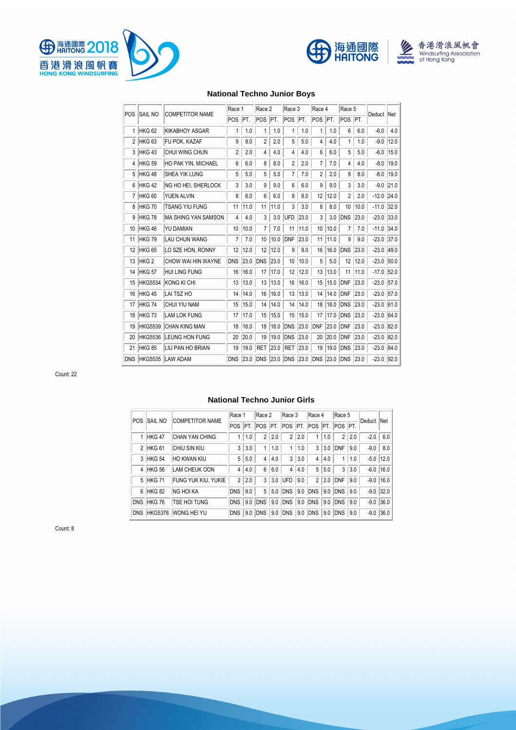## National Techno Junior Boys

| POS | SAIL NO | COMPETITOR NAME | Race 1 | | Race 2 | | Race 3 | | Race 4 | | Race 5 | | Deduct | Net |
|---|---|---|---|---|---|---|---|---|---|---|---|---|---|---|
| | | | POS | PT. | POS | PT. | POS | PT. | POS | PT. | POS | PT. | | |
| 1 | HKG 62 | KIKABHOY ASGAR | 1 | 1.0 | 1 | 1.0 | 1 | 1.0 | 1 | 1.0 | 6 | 6.0 | -6.0 | 4.0 |
| 2 | HKG 63 | FU POK, KAZAF | 9 | 9.0 | 2 | 2.0 | 5 | 5.0 | 4 | 4.0 | 1 | 1.0 | -9.0 | 12.0 |
| 3 | HKG 43 | CHUI WING CHUN | 2 | 2.0 | 4 | 4.0 | 4 | 4.0 | 6 | 6.0 | 5 | 5.0 | -6.0 | 15.0 |
| 4 | HKG 59 | HO PAK YIN, MICHAEL | 6 | 6.0 | 8 | 8.0 | 2 | 2.0 | 7 | 7.0 | 4 | 4.0 | -8.0 | 19.0 |
| 5 | HKG 48 | SHEA YIK LUNG | 5 | 5.0 | 5 | 5.0 | 7 | 7.0 | 2 | 2.0 | 8 | 8.0 | -8.0 | 19.0 |
| 6 | HKG 42 | NG HO HEI, SHERLOCK | 3 | 3.0 | 9 | 9.0 | 6 | 6.0 | 9 | 9.0 | 3 | 3.0 | -9.0 | 21.0 |
| 7 | HKG 60 | YUEN ALVIN | 8 | 8.0 | 6 | 6.0 | 8 | 8.0 | 12 | 12.0 | 2 | 2.0 | -12.0 | 24.0 |
| 8 | HKG 70 | TSANG YIU FUNG | 11 | 11.0 | 11 | 11.0 | 3 | 3.0 | 8 | 8.0 | 10 | 10.0 | -11.0 | 32.0 |
| 9 | HKG 78 | MA SHING YAN SAMSON | 4 | 4.0 | 3 | 3.0 | UFD | 23.0 | 3 | 3.0 | DNS | 23.0 | -23.0 | 33.0 |
| 10 | HKG 46 | YU DAMIAN | 10 | 10.0 | 7 | 7.0 | 11 | 11.0 | 10 | 10.0 | 7 | 7.0 | -11.0 | 34.0 |
| 11 | HKG 79 | LAU CHUN WANG | 7 | 7.0 | 10 | 10.0 | DNF | 23.0 | 11 | 11.0 | 9 | 9.0 | -23.0 | 37.0 |
| 12 | HKG 65 | LO SZE HON, RONNY | 12 | 12.0 | 12 | 12.0 | 9 | 9.0 | 16 | 16.0 | DNS | 23.0 | -23.0 | 49.0 |
| 13 | HKG 2 | CHOW WAI HIN WAYNE | DNS | 23.0 | DNS | 23.0 | 10 | 10.0 | 5 | 5.0 | 12 | 12.0 | -23.0 | 50.0 |
| 14 | HKG 57 | HUI LING FUNG | 16 | 16.0 | 17 | 17.0 | 12 | 12.0 | 13 | 13.0 | 11 | 11.0 | -17.0 | 52.0 |
| 15 | HKG5534 | KONG KI CHI | 13 | 13.0 | 13 | 13.0 | 16 | 16.0 | 15 | 15.0 | DNF | 23.0 | -23.0 | 57.0 |
| 16 | HKG 45 | LAI TSZ HO | 14 | 14.0 | 16 | 16.0 | 13 | 13.0 | 14 | 14.0 | DNF | 23.0 | -23.0 | 57.0 |
| 17 | HKG 74 | CHUI YIU NAM | 15 | 15.0 | 14 | 14.0 | 14 | 14.0 | 18 | 18.0 | DNS | 23.0 | -23.0 | 61.0 |
| 18 | HKG 73 | LAM LOK FUNG | 17 | 17.0 | 15 | 15.0 | 15 | 15.0 | 17 | 17.0 | DNS | 23.0 | -23.0 | 64.0 |
| 19 | HKG5539 | CHAN KING MAN | 18 | 18.0 | 18 | 18.0 | DNS | 23.0 | DNF | 23.0 | DNF | 23.0 | -23.0 | 82.0 |
| 20 | HKG5536 | LEUNG HON FUNG | 20 | 20.0 | 19 | 19.0 | DNS | 23.0 | 20 | 20.0 | DNF | 23.0 | -23.0 | 82.0 |
| 21 | HKG 85 | LIU PAN HO BRIAN | 19 | 19.0 | RET | 23.0 | RET | 23.0 | 19 | 19.0 | DNS | 23.0 | -23.0 | 84.0 |
| DNS | HKG5535 | LAW ADAM | DNS | 23.0 | DNS | 23.0 | DNS | 23.0 | DNS | 23.0 | DNS | 23.0 | -23.0 | 92.0 |

Count: 22

## National Techno Junior Girls

| POS | SAIL NO | COMPETITOR NAME | Race 1 | | Race 2 | | Race 3 | | Race 4 | | Race 5 | | Deduct | Net |
|---|---|---|---|---|---|---|---|---|---|---|---|---|---|---|
| | | | POS | PT. | POS | PT. | POS | PT. | POS | PT. | POS | PT. | | |
| 1 | HKG 47 | CHAN YAN CHING | 1 | 1.0 | 2 | 2.0 | 2 | 2.0 | 1 | 1.0 | 2 | 2.0 | -2.0 | 6.0 |
| 2 | HKG 61 | CHIU SIN KIU | 3 | 3.0 | 1 | 1.0 | 1 | 1.0 | 3 | 3.0 | DNF | 9.0 | -9.0 | 8.0 |
| 3 | HKG 54 | HO KWAN KIU | 5 | 5.0 | 4 | 4.0 | 3 | 3.0 | 4 | 4.0 | 1 | 1.0 | -5.0 | 12.0 |
| 4 | HKG 56 | LAM CHEUK OON | 4 | 4.0 | 6 | 6.0 | 4 | 4.0 | 5 | 5.0 | 3 | 3.0 | -6.0 | 16.0 |
| 5 | HKG 71 | FUNG YUK KIU, YUKIE | 2 | 2.0 | 3 | 3.0 | UFD | 9.0 | 2 | 2.0 | DNF | 9.0 | -9.0 | 16.0 |
| 6 | HKG 82 | NG HOI KA | DNS | 9.0 | 5 | 5.0 | DNS | 9.0 | DNS | 9.0 | DNS | 9.0 | -9.0 | 32.0 |
| DNS | HKG 76 | TSE HOI TUNG | DNS | 9.0 | DNS | 9.0 | DNS | 9.0 | DNS | 9.0 | DNS | 9.0 | -9.0 | 36.0 |
| DNS | HKG5376 | WONG HEI YU | DNS | 9.0 | DNS | 9.0 | DNS | 9.0 | DNS | 9.0 | DNS | 9.0 | -9.0 | 36.0 |

Count: 8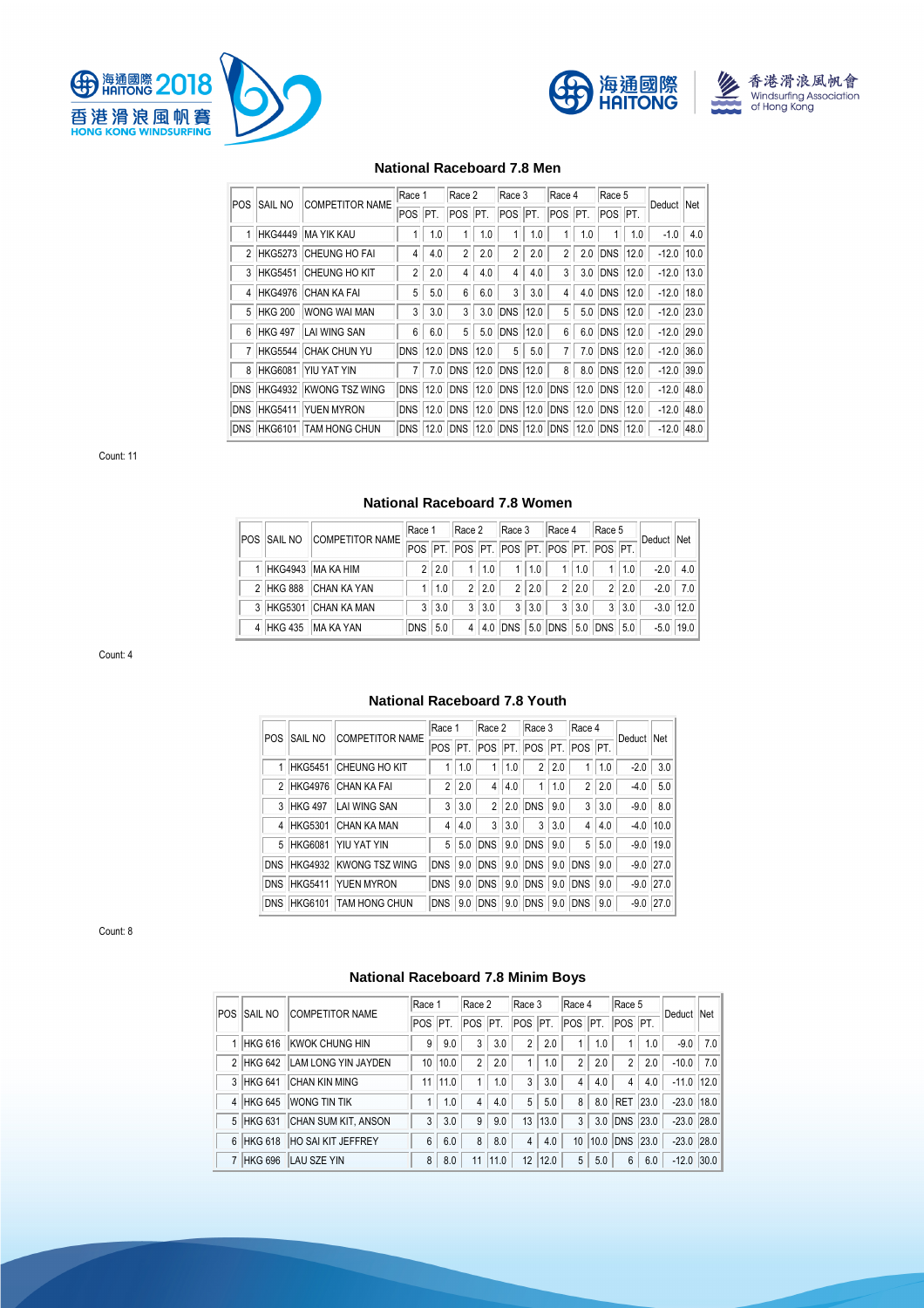## National Raceboard 7.8 Men

| POS | SAIL NO | COMPETITOR NAME | Race 1 | | Race 2 | | Race 3 | | Race 4 | | Race 5 | | Deduct | Net |
|---|---|---|---|---|---|---|---|---|---|---|---|---|---|---|
| | | | POS | PT. | POS | PT. | POS | PT. | POS | PT. | POS | PT. | | |
| 1 | HKG4449 | MA YIK KAU | 1 | 1.0 | 1 | 1.0 | 1 | 1.0 | 1 | 1.0 | 1 | 1.0 | -1.0 | 4.0 |
| 2 | HKG5273 | CHEUNG HO FAI | 4 | 4.0 | 2 | 2.0 | 2 | 2.0 | 2 | 2.0 | DNS | 12.0 | -12.0 | 10.0 |
| 3 | HKG5451 | CHEUNG HO KIT | 2 | 2.0 | 4 | 4.0 | 4 | 4.0 | 3 | 3.0 | DNS | 12.0 | -12.0 | 13.0 |
| 4 | HKG4976 | CHAN KA FAI | 5 | 5.0 | 6 | 6.0 | 3 | 3.0 | 4 | 4.0 | DNS | 12.0 | -12.0 | 18.0 |
| 5 | HKG 200 | WONG WAI MAN | 3 | 3.0 | 3 | 3.0 | DNS | 12.0 | 5 | 5.0 | DNS | 12.0 | -12.0 | 23.0 |
| 6 | HKG 497 | LAI WING SAN | 6 | 6.0 | 5 | 5.0 | DNS | 12.0 | 6 | 6.0 | DNS | 12.0 | -12.0 | 29.0 |
| 7 | HKG5544 | CHAK CHUN YU | DNS | 12.0 | DNS | 12.0 | 5 | 5.0 | 7 | 7.0 | DNS | 12.0 | -12.0 | 36.0 |
| 8 | HKG6081 | YIU YAT YIN | 7 | 7.0 | DNS | 12.0 | DNS | 12.0 | 8 | 8.0 | DNS | 12.0 | -12.0 | 39.0 |
| DNS | HKG4932 | KWONG TSZ WING | DNS | 12.0 | DNS | 12.0 | DNS | 12.0 | DNS | 12.0 | DNS | 12.0 | -12.0 | 48.0 |
| DNS | HKG5411 | YUEN MYRON | DNS | 12.0 | DNS | 12.0 | DNS | 12.0 | DNS | 12.0 | DNS | 12.0 | -12.0 | 48.0 |
| DNS | HKG6101 | TAM HONG CHUN | DNS | 12.0 | DNS | 12.0 | DNS | 12.0 | DNS | 12.0 | DNS | 12.0 | -12.0 | 48.0 |

Count: 11

## National Raceboard 7.8 Women

| POS | SAIL NO | COMPETITOR NAME | Race 1 | | Race 2 | | Race 3 | | Race 4 | | Race 5 | | Deduct | Net |
|---|---|---|---|---|---|---|---|---|---|---|---|---|---|---|
| | | | POS | PT. | POS | PT. | POS | PT. | POS | PT. | POS | PT. | | |
| 1 | HKG4943 | MA KA HIM | 2 | 2.0 | 1 | 1.0 | 1 | 1.0 | 1 | 1.0 | 1 | 1.0 | -2.0 | 4.0 |
| 2 | HKG 888 | CHAN KA YAN | 1 | 1.0 | 2 | 2.0 | 2 | 2.0 | 2 | 2.0 | 2 | 2.0 | -2.0 | 7.0 |
| 3 | HKG5301 | CHAN KA MAN | 3 | 3.0 | 3 | 3.0 | 3 | 3.0 | 3 | 3.0 | 3 | 3.0 | -3.0 | 12.0 |
| 4 | HKG 435 | MA KA YAN | DNS | 5.0 | 4 | 4.0 | DNS | 5.0 | DNS | 5.0 | DNS | 5.0 | -5.0 | 19.0 |

Count: 4

## National Raceboard 7.8 Youth

| POS | SAIL NO | COMPETITOR NAME | Race 1 | | Race 2 | | Race 3 | | Race 4 | | Deduct | Net |
|---|---|---|---|---|---|---|---|---|---|---|---|---|
| | | | POS | PT. | POS | PT. | POS | PT. | POS | PT. | | |
| 1 | HKG5451 | CHEUNG HO KIT | 1 | 1.0 | 1 | 1.0 | 2 | 2.0 | 1 | 1.0 | -2.0 | 3.0 |
| 2 | HKG4976 | CHAN KA FAI | 2 | 2.0 | 4 | 4.0 | 1 | 1.0 | 2 | 2.0 | -4.0 | 5.0 |
| 3 | HKG 497 | LAI WING SAN | 3 | 3.0 | 2 | 2.0 | DNS | 9.0 | 3 | 3.0 | -9.0 | 8.0 |
| 4 | HKG5301 | CHAN KA MAN | 4 | 4.0 | 3 | 3.0 | 3 | 3.0 | 4 | 4.0 | -4.0 | 10.0 |
| 5 | HKG6081 | YIU YAT YIN | 5 | 5.0 | DNS | 9.0 | DNS | 9.0 | 5 | 5.0 | -9.0 | 19.0 |
| DNS | HKG4932 | KWONG TSZ WING | DNS | 9.0 | DNS | 9.0 | DNS | 9.0 | DNS | 9.0 | -9.0 | 27.0 |
| DNS | HKG5411 | YUEN MYRON | DNS | 9.0 | DNS | 9.0 | DNS | 9.0 | DNS | 9.0 | -9.0 | 27.0 |
| DNS | HKG6101 | TAM HONG CHUN | DNS | 9.0 | DNS | 9.0 | DNS | 9.0 | DNS | 9.0 | -9.0 | 27.0 |

Count: 8

## National Raceboard 7.8 Minim Boys

| POS | SAIL NO | COMPETITOR NAME | Race 1 | | Race 2 | | Race 3 | | Race 4 | | Race 5 | | Deduct | Net |
|---|---|---|---|---|---|---|---|---|---|---|---|---|---|---|
| | | | POS | PT. | POS | PT. | POS | PT. | POS | PT. | POS | PT. | | |
| 1 | HKG 616 | KWOK CHUNG HIN | 9 | 9.0 | 3 | 3.0 | 2 | 2.0 | 1 | 1.0 | 1 | 1.0 | -9.0 | 7.0 |
| 2 | HKG 642 | LAM LONG YIN JAYDEN | 10 | 10.0 | 2 | 2.0 | 1 | 1.0 | 2 | 2.0 | 2 | 2.0 | -10.0 | 7.0 |
| 3 | HKG 641 | CHAN KIN MING | 11 | 11.0 | 1 | 1.0 | 3 | 3.0 | 4 | 4.0 | 4 | 4.0 | -11.0 | 12.0 |
| 4 | HKG 645 | WONG TIN TIK | 1 | 1.0 | 4 | 4.0 | 5 | 5.0 | 8 | 8.0 | RET | 23.0 | -23.0 | 18.0 |
| 5 | HKG 631 | CHAN SUM KIT, ANSON | 3 | 3.0 | 9 | 9.0 | 13 | 13.0 | 3 | 3.0 | DNS | 23.0 | -23.0 | 28.0 |
| 6 | HKG 618 | HO SAI KIT JEFFREY | 6 | 6.0 | 8 | 8.0 | 4 | 4.0 | 10 | 10.0 | DNS | 23.0 | -23.0 | 28.0 |
| 7 | HKG 696 | LAU SZE YIN | 8 | 8.0 | 11 | 11.0 | 12 | 12.0 | 5 | 5.0 | 6 | 6.0 | -12.0 | 30.0 |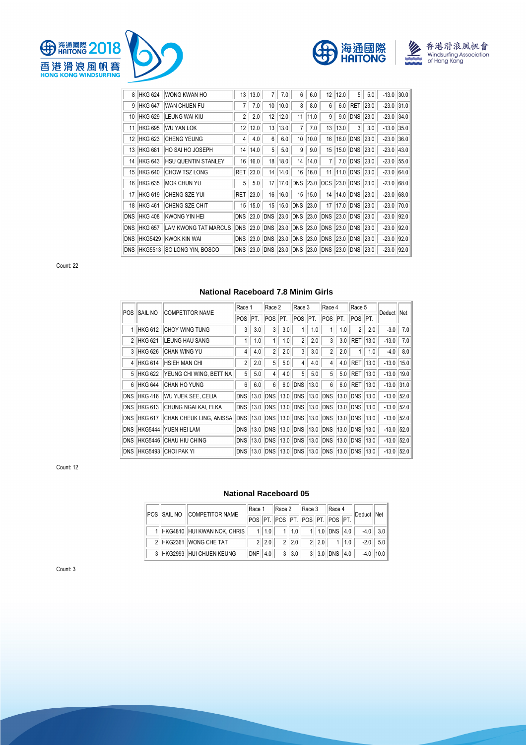| | | | | | | | | | | | | | | | |
|---|---|---|---|---|---|---|---|---|---|---|---|---|---|---|---|
| 8 | HKG 624 | WONG KWAN HO | 13 | 13.0 | 7 | 7.0 | 6 | 6.0 | 12 | 12.0 | 5 | 5.0 | -13.0 | 30.0 |
| 9 | HKG 647 | WAN CHUEN FU | 7 | 7.0 | 10 | 10.0 | 8 | 8.0 | 6 | 6.0 | RET | 23.0 | -23.0 | 31.0 |
| 10 | HKG 629 | LEUNG WAI KIU | 2 | 2.0 | 12 | 12.0 | 11 | 11.0 | 9 | 9.0 | DNS | 23.0 | -23.0 | 34.0 |
| 11 | HKG 695 | WU YAN LOK | 12 | 12.0 | 13 | 13.0 | 7 | 7.0 | 13 | 13.0 | 3 | 3.0 | -13.0 | 35.0 |
| 12 | HKG 623 | CHENG YEUNG | 4 | 4.0 | 6 | 6.0 | 10 | 10.0 | 16 | 16.0 | DNS | 23.0 | -23.0 | 36.0 |
| 13 | HKG 681 | HO SAI HO JOSEPH | 14 | 14.0 | 5 | 5.0 | 9 | 9.0 | 15 | 15.0 | DNS | 23.0 | -23.0 | 43.0 |
| 14 | HKG 643 | HSU QUENTIN STANLEY | 16 | 16.0 | 18 | 18.0 | 14 | 14.0 | 7 | 7.0 | DNS | 23.0 | -23.0 | 55.0 |
| 15 | HKG 640 | CHOW TSZ LONG | RET | 23.0 | 14 | 14.0 | 16 | 16.0 | 11 | 11.0 | DNS | 23.0 | -23.0 | 64.0 |
| 16 | HKG 635 | MOK CHUN YU | 5 | 5.0 | 17 | 17.0 | DNS | 23.0 | OCS | 23.0 | DNS | 23.0 | -23.0 | 68.0 |
| 17 | HKG 619 | CHENG SZE YUI | RET | 23.0 | 16 | 16.0 | 15 | 15.0 | 14 | 14.0 | DNS | 23.0 | -23.0 | 68.0 |
| 18 | HKG 461 | CHENG SZE CHIT | 15 | 15.0 | 15 | 15.0 | DNS | 23.0 | 17 | 17.0 | DNS | 23.0 | -23.0 | 70.0 |
| DNS | HKG 408 | KWONG YIN HEI | DNS | 23.0 | DNS | 23.0 | DNS | 23.0 | DNS | 23.0 | DNS | 23.0 | -23.0 | 92.0 |
| DNS | HKG 657 | LAM KWONG TAT MARCUS | DNS | 23.0 | DNS | 23.0 | DNS | 23.0 | DNS | 23.0 | DNS | 23.0 | -23.0 | 92.0 |
| DNS | HKG5429 | KWOK KIN WAI | DNS | 23.0 | DNS | 23.0 | DNS | 23.0 | DNS | 23.0 | DNS | 23.0 | -23.0 | 92.0 |
| DNS | HKG5513 | SO LONG YIN, BOSCO | DNS | 23.0 | DNS | 23.0 | DNS | 23.0 | DNS | 23.0 | DNS | 23.0 | -23.0 | 92.0 |

Count: 22

### National Raceboard 7.8 Minim Girls

| POS | SAIL NO | COMPETITOR NAME | Race 1 | | Race 2 | | Race 3 | | Race 4 | | Race 5 | | Deduct | Net |
|---|---|---|---|---|---|---|---|---|---|---|---|---|---|---|
| | | | POS | PT. | POS | PT. | POS | PT. | POS | PT. | POS | PT. | | |
| 1 | HKG 612 | CHOY WING TUNG | 3 | 3.0 | 3 | 3.0 | 1 | 1.0 | 1 | 1.0 | 2 | 2.0 | -3.0 | 7.0 |
| 2 | HKG 621 | LEUNG HAU SANG | 1 | 1.0 | 1 | 1.0 | 2 | 2.0 | 3 | 3.0 | RET | 13.0 | -13.0 | 7.0 |
| 3 | HKG 626 | CHAN WING YU | 4 | 4.0 | 2 | 2.0 | 3 | 3.0 | 2 | 2.0 | 1 | 1.0 | -4.0 | 8.0 |
| 4 | HKG 614 | HSIEH MAN CHI | 2 | 2.0 | 5 | 5.0 | 4 | 4.0 | 4 | 4.0 | RET | 13.0 | -13.0 | 15.0 |
| 5 | HKG 622 | YEUNG CHI WING, BETTINA | 5 | 5.0 | 4 | 4.0 | 5 | 5.0 | 5 | 5.0 | RET | 13.0 | -13.0 | 19.0 |
| 6 | HKG 644 | CHAN HO YUNG | 6 | 6.0 | 6 | 6.0 | DNS | 13.0 | 6 | 6.0 | RET | 13.0 | -13.0 | 31.0 |
| DNS | HKG 416 | WU YUEK SEE, CELIA | DNS | 13.0 | DNS | 13.0 | DNS | 13.0 | DNS | 13.0 | DNS | 13.0 | -13.0 | 52.0 |
| DNS | HKG 613 | CHUNG NGAI KAI, ELKA | DNS | 13.0 | DNS | 13.0 | DNS | 13.0 | DNS | 13.0 | DNS | 13.0 | -13.0 | 52.0 |
| DNS | HKG 617 | CHAN CHEUK LING, ANISSA | DNS | 13.0 | DNS | 13.0 | DNS | 13.0 | DNS | 13.0 | DNS | 13.0 | -13.0 | 52.0 |
| DNS | HKG5444 | YUEN HEI LAM | DNS | 13.0 | DNS | 13.0 | DNS | 13.0 | DNS | 13.0 | DNS | 13.0 | -13.0 | 52.0 |
| DNS | HKG5446 | CHAU HIU CHING | DNS | 13.0 | DNS | 13.0 | DNS | 13.0 | DNS | 13.0 | DNS | 13.0 | -13.0 | 52.0 |
| DNS | HKG5493 | CHOI PAK YI | DNS | 13.0 | DNS | 13.0 | DNS | 13.0 | DNS | 13.0 | DNS | 13.0 | -13.0 | 52.0 |

Count: 12

### National Raceboard 05

| POS | SAIL NO | COMPETITOR NAME | Race 1 | | Race 2 | | Race 3 | | Race 4 | | Deduct | Net |
|---|---|---|---|---|---|---|---|---|---|---|---|---|
| | | | POS | PT. | POS | PT. | POS | PT. | POS | PT. | | |
| 1 | HKG4810 | HUI KWAN NOK, CHRIS | 1 | 1.0 | 1 | 1.0 | 1 | 1.0 | DNS | 4.0 | -4.0 | 3.0 |
| 2 | HKG2361 | WONG CHE TAT | 2 | 2.0 | 2 | 2.0 | 2 | 2.0 | 1 | 1.0 | -2.0 | 5.0 |
| 3 | HKG2993 | HUI CHUEN KEUNG | DNF | 4.0 | 3 | 3.0 | 3 | 3.0 | DNS | 4.0 | -4.0 | 10.0 |

Count: 3